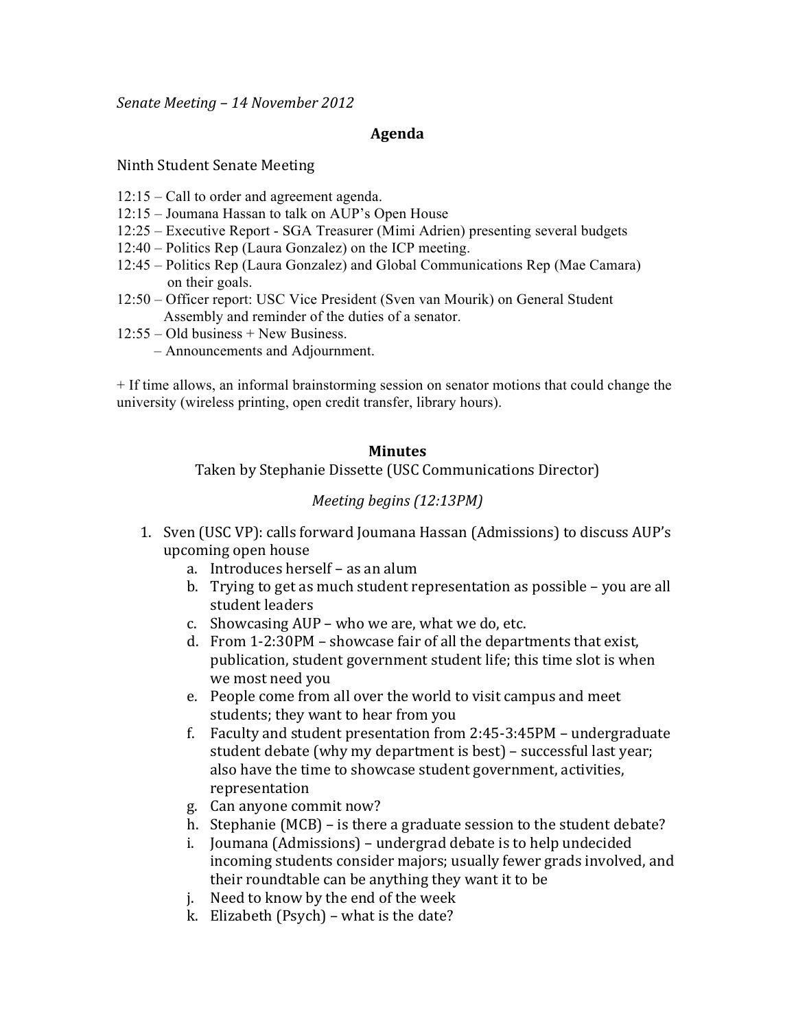*Senate Meeting – 14 November 2012*

## Agenda

Ninth Student Senate Meeting

12:15 – Call to order and agreement agenda.
12:15 – Joumana Hassan to talk on AUP's Open House
12:25 – Executive Report - SGA Treasurer (Mimi Adrien) presenting several budgets
12:40 – Politics Rep (Laura Gonzalez) on the ICP meeting.
12:45 – Politics Rep (Laura Gonzalez) and Global Communications Rep (Mae Camara) on their goals.
12:50 – Officer report: USC Vice President (Sven van Mourik) on General Student Assembly and reminder of the duties of a senator.
12:55 – Old business + New Business.
– Announcements and Adjournment.

+ If time allows, an informal brainstorming session on senator motions that could change the university (wireless printing, open credit transfer, library hours).

## Minutes

Taken by Stephanie Dissette (USC Communications Director)

*Meeting begins (12:13PM)*

1. Sven (USC VP): calls forward Joumana Hassan (Admissions) to discuss AUP's upcoming open house
    a. Introduces herself – as an alum
    b. Trying to get as much student representation as possible – you are all student leaders
    c. Showcasing AUP – who we are, what we do, etc.
    d. From 1-2:30PM – showcase fair of all the departments that exist, publication, student government student life; this time slot is when we most need you
    e. People come from all over the world to visit campus and meet students; they want to hear from you
    f. Faculty and student presentation from 2:45-3:45PM – undergraduate student debate (why my department is best) – successful last year; also have the time to showcase student government, activities, representation
    g. Can anyone commit now?
    h. Stephanie (MCB) – is there a graduate session to the student debate?
    i. Joumana (Admissions) – undergrad debate is to help undecided incoming students consider majors; usually fewer grads involved, and their roundtable can be anything they want it to be
    j. Need to know by the end of the week
    k. Elizabeth (Psych) – what is the date?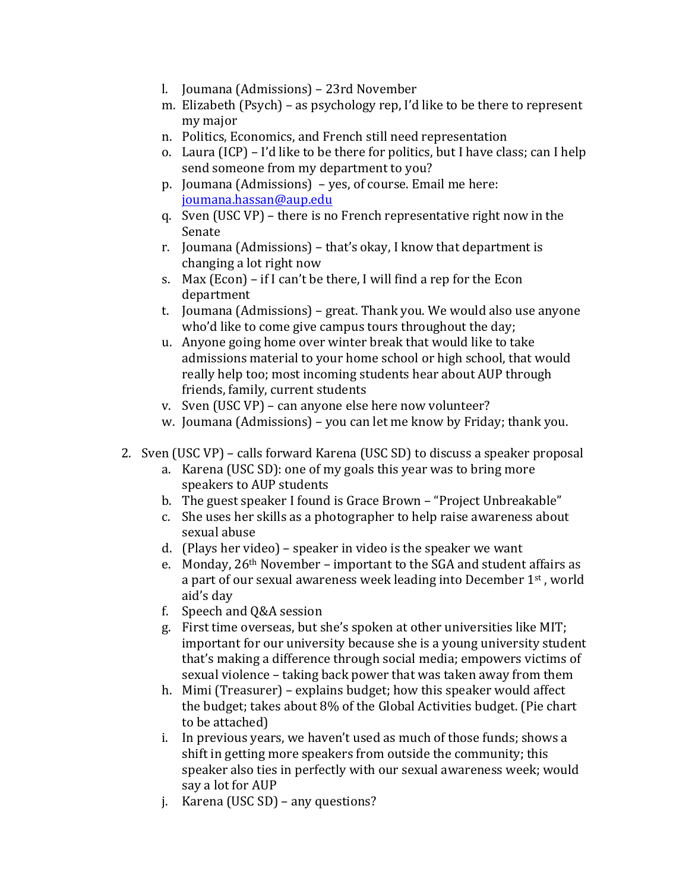l. Joumana (Admissions) – 23rd November
m. Elizabeth (Psych) – as psychology rep, I'd like to be there to represent my major
n. Politics, Economics, and French still need representation
o. Laura (ICP) – I'd like to be there for politics, but I have class; can I help send someone from my department to you?
p. Joumana (Admissions) – yes, of course. Email me here: joumana.hassan@aup.edu
q. Sven (USC VP) – there is no French representative right now in the Senate
r. Joumana (Admissions) – that's okay, I know that department is changing a lot right now
s. Max (Econ) – if I can't be there, I will find a rep for the Econ department
t. Joumana (Admissions) – great. Thank you. We would also use anyone who'd like to come give campus tours throughout the day;
u. Anyone going home over winter break that would like to take admissions material to your home school or high school, that would really help too; most incoming students hear about AUP through friends, family, current students
v. Sven (USC VP) – can anyone else here now volunteer?
w. Joumana (Admissions) – you can let me know by Friday; thank you.

2. Sven (USC VP) – calls forward Karena (USC SD) to discuss a speaker proposal
   a. Karena (USC SD): one of my goals this year was to bring more speakers to AUP students
   b. The guest speaker I found is Grace Brown – "Project Unbreakable"
   c. She uses her skills as a photographer to help raise awareness about sexual abuse
   d. (Plays her video) – speaker in video is the speaker we want
   e. Monday, 26th November – important to the SGA and student affairs as a part of our sexual awareness week leading into December 1st , world aid's day
   f. Speech and Q&A session
   g. First time overseas, but she's spoken at other universities like MIT; important for our university because she is a young university student that's making a difference through social media; empowers victims of sexual violence – taking back power that was taken away from them
   h. Mimi (Treasurer) – explains budget; how this speaker would affect the budget; takes about 8% of the Global Activities budget. (Pie chart to be attached)
   i. In previous years, we haven't used as much of those funds; shows a shift in getting more speakers from outside the community; this speaker also ties in perfectly with our sexual awareness week; would say a lot for AUP
   j. Karena (USC SD) – any questions?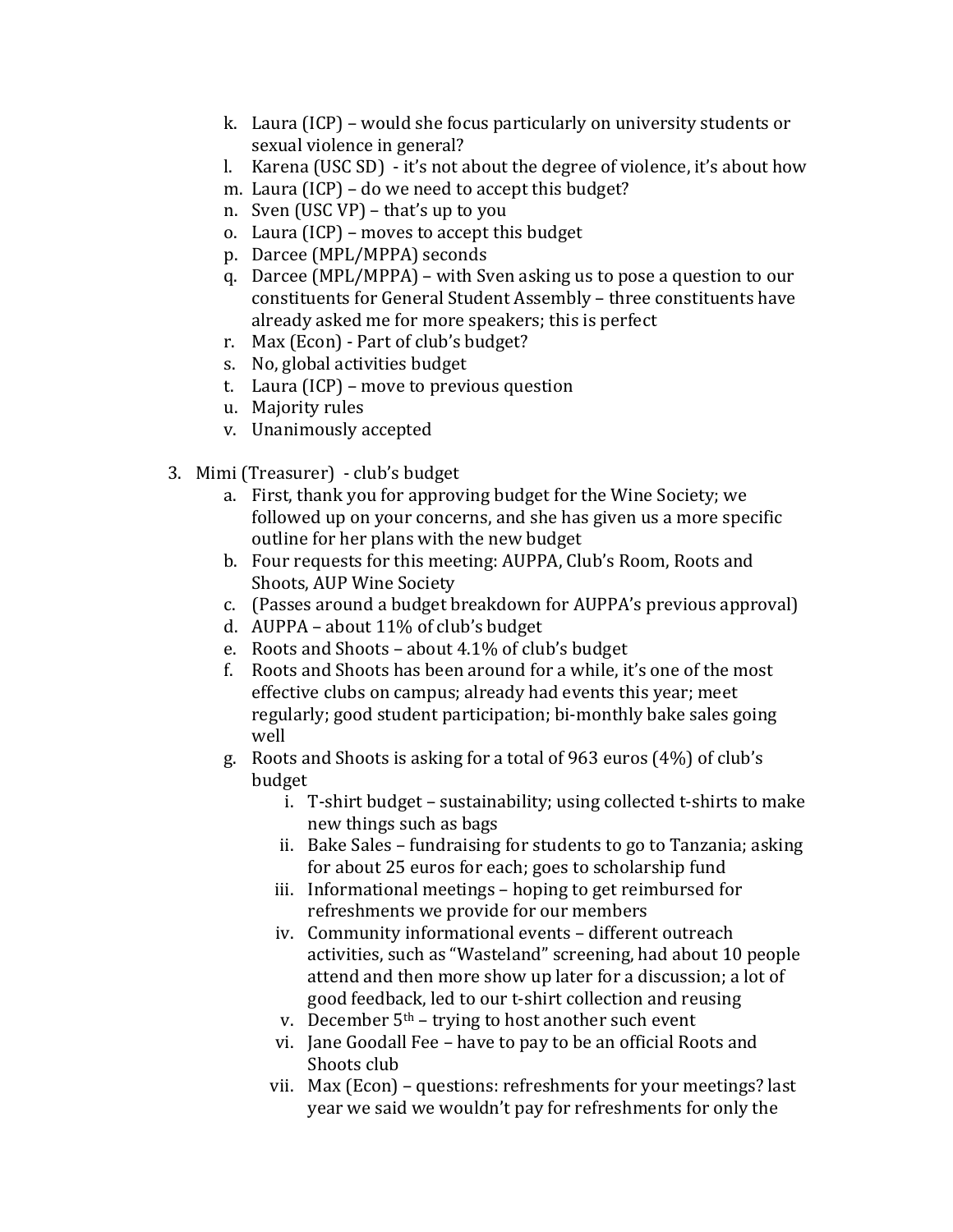k. Laura (ICP) – would she focus particularly on university students or sexual violence in general?

l. Karena (USC SD) - it's not about the degree of violence, it's about how

m. Laura (ICP) – do we need to accept this budget?

n. Sven (USC VP) – that's up to you

o. Laura (ICP) – moves to accept this budget

p. Darcee (MPL/MPPA) seconds

q. Darcee (MPL/MPPA) – with Sven asking us to pose a question to our constituents for General Student Assembly – three constituents have already asked me for more speakers; this is perfect

r. Max (Econ) - Part of club's budget?

s. No, global activities budget

t. Laura (ICP) – move to previous question

u. Majority rules

v. Unanimously accepted

3. Mimi (Treasurer) - club's budget
   a. First, thank you for approving budget for the Wine Society; we followed up on your concerns, and she has given us a more specific outline for her plans with the new budget
   b. Four requests for this meeting: AUPPA, Club's Room, Roots and Shoots, AUP Wine Society
   c. (Passes around a budget breakdown for AUPPA's previous approval)
   d. AUPPA – about 11% of club's budget
   e. Roots and Shoots – about 4.1% of club's budget
   f. Roots and Shoots has been around for a while, it's one of the most effective clubs on campus; already had events this year; meet regularly; good student participation; bi-monthly bake sales going well
   g. Roots and Shoots is asking for a total of 963 euros (4%) of club's budget
      i. T-shirt budget – sustainability; using collected t-shirts to make new things such as bags
      ii. Bake Sales – fundraising for students to go to Tanzania; asking for about 25 euros for each; goes to scholarship fund
      iii. Informational meetings – hoping to get reimbursed for refreshments we provide for our members
      iv. Community informational events – different outreach activities, such as "Wasteland" screening, had about 10 people attend and then more show up later for a discussion; a lot of good feedback, led to our t-shirt collection and reusing
      v. December 5th – trying to host another such event
      vi. Jane Goodall Fee – have to pay to be an official Roots and Shoots club
      vii. Max (Econ) – questions: refreshments for your meetings? last year we said we wouldn't pay for refreshments for only the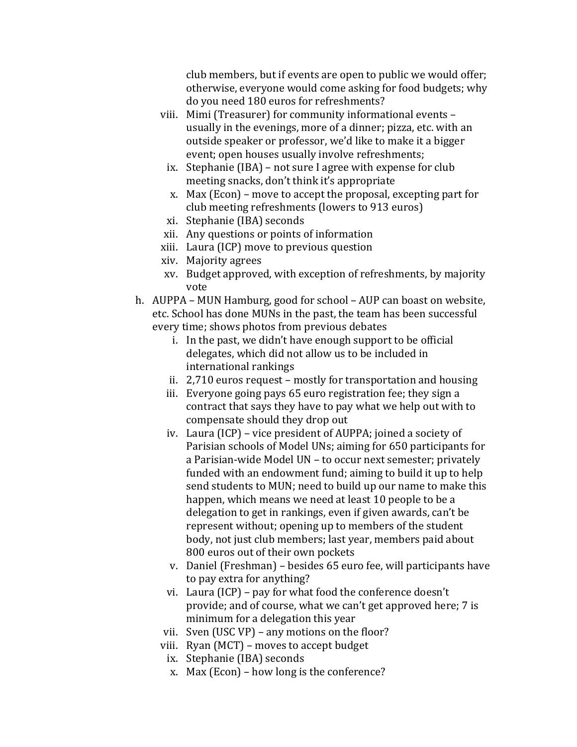club members, but if events are open to public we would offer; otherwise, everyone would come asking for food budgets; why do you need 180 euros for refreshments?

viii. Mimi (Treasurer) for community informational events – usually in the evenings, more of a dinner; pizza, etc. with an outside speaker or professor, we'd like to make it a bigger event; open houses usually involve refreshments;

ix. Stephanie (IBA) – not sure I agree with expense for club meeting snacks, don't think it's appropriate

x. Max (Econ) – move to accept the proposal, excepting part for club meeting refreshments (lowers to 913 euros)

xi. Stephanie (IBA) seconds

xii. Any questions or points of information

xiii. Laura (ICP) move to previous question

xiv. Majority agrees

xv. Budget approved, with exception of refreshments, by majority vote

h. AUPPA – MUN Hamburg, good for school – AUP can boast on website, etc. School has done MUNs in the past, the team has been successful every time; shows photos from previous debates

i. In the past, we didn't have enough support to be official delegates, which did not allow us to be included in international rankings

ii. 2,710 euros request – mostly for transportation and housing

iii. Everyone going pays 65 euro registration fee; they sign a contract that says they have to pay what we help out with to compensate should they drop out

iv. Laura (ICP) – vice president of AUPPA; joined a society of Parisian schools of Model UNs; aiming for 650 participants for a Parisian-wide Model UN – to occur next semester; privately funded with an endowment fund; aiming to build it up to help send students to MUN; need to build up our name to make this happen, which means we need at least 10 people to be a delegation to get in rankings, even if given awards, can't be represent without; opening up to members of the student body, not just club members; last year, members paid about 800 euros out of their own pockets

v. Daniel (Freshman) – besides 65 euro fee, will participants have to pay extra for anything?

vi. Laura (ICP) – pay for what food the conference doesn't provide; and of course, what we can't get approved here; 7 is minimum for a delegation this year

vii. Sven (USC VP) – any motions on the floor?

viii. Ryan (MCT) – moves to accept budget

ix. Stephanie (IBA) seconds

x. Max (Econ) – how long is the conference?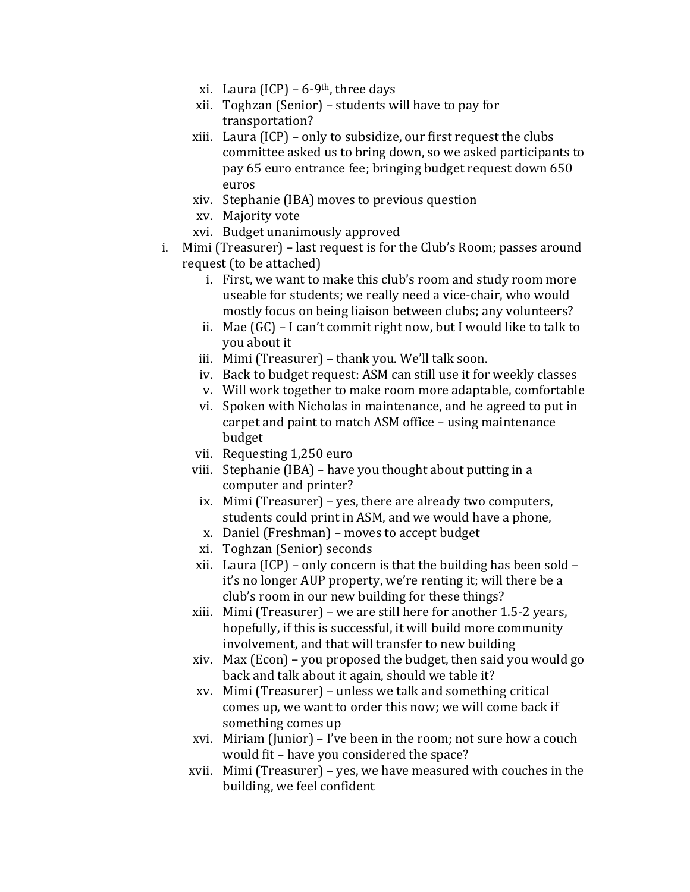xi. Laura (ICP) – 6-9th, three days
   xii. Toghzan (Senior) – students will have to pay for transportation?
   xiii. Laura (ICP) – only to subsidize, our first request the clubs committee asked us to bring down, so we asked participants to pay 65 euro entrance fee; bringing budget request down 650 euros
   xiv. Stephanie (IBA) moves to previous question
   xv. Majority vote
   xvi. Budget unanimously approved

i. Mimi (Treasurer) – last request is for the Club's Room; passes around request (to be attached)
   i. First, we want to make this club's room and study room more useable for students; we really need a vice-chair, who would mostly focus on being liaison between clubs; any volunteers?
   ii. Mae (GC) – I can't commit right now, but I would like to talk to you about it
   iii. Mimi (Treasurer) – thank you. We'll talk soon.
   iv. Back to budget request: ASM can still use it for weekly classes
   v. Will work together to make room more adaptable, comfortable
   vi. Spoken with Nicholas in maintenance, and he agreed to put in carpet and paint to match ASM office – using maintenance budget
   vii. Requesting 1,250 euro
   viii. Stephanie (IBA) – have you thought about putting in a computer and printer?
   ix. Mimi (Treasurer) – yes, there are already two computers, students could print in ASM, and we would have a phone,
   x. Daniel (Freshman) – moves to accept budget
   xi. Toghzan (Senior) seconds
   xii. Laura (ICP) – only concern is that the building has been sold – it's no longer AUP property, we're renting it; will there be a club's room in our new building for these things?
   xiii. Mimi (Treasurer) – we are still here for another 1.5-2 years, hopefully, if this is successful, it will build more community involvement, and that will transfer to new building
   xiv. Max (Econ) – you proposed the budget, then said you would go back and talk about it again, should we table it?
   xv. Mimi (Treasurer) – unless we talk and something critical comes up, we want to order this now; we will come back if something comes up
   xvi. Miriam (Junior) – I've been in the room; not sure how a couch would fit – have you considered the space?
   xvii. Mimi (Treasurer) – yes, we have measured with couches in the building, we feel confident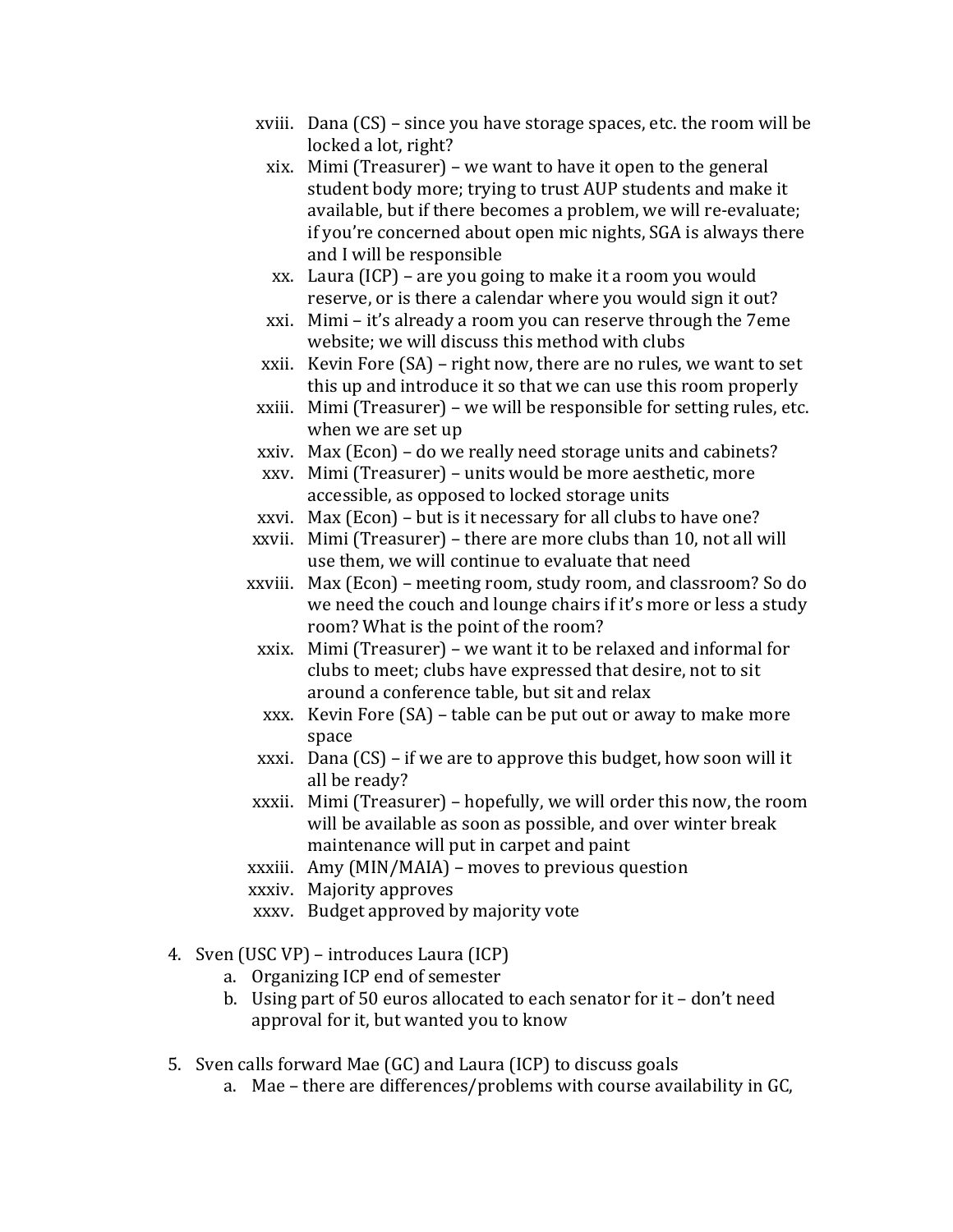xviii. Dana (CS) – since you have storage spaces, etc. the room will be locked a lot, right?

xix. Mimi (Treasurer) – we want to have it open to the general student body more; trying to trust AUP students and make it available, but if there becomes a problem, we will re-evaluate; if you're concerned about open mic nights, SGA is always there and I will be responsible

xx. Laura (ICP) – are you going to make it a room you would reserve, or is there a calendar where you would sign it out?

xxi. Mimi – it's already a room you can reserve through the 7eme website; we will discuss this method with clubs

xxii. Kevin Fore (SA) – right now, there are no rules, we want to set this up and introduce it so that we can use this room properly

xxiii. Mimi (Treasurer) – we will be responsible for setting rules, etc. when we are set up

xxiv. Max (Econ) – do we really need storage units and cabinets?

xxv. Mimi (Treasurer) – units would be more aesthetic, more accessible, as opposed to locked storage units

xxvi. Max (Econ) – but is it necessary for all clubs to have one?

xxvii. Mimi (Treasurer) – there are more clubs than 10, not all will use them, we will continue to evaluate that need

xxviii. Max (Econ) – meeting room, study room, and classroom? So do we need the couch and lounge chairs if it's more or less a study room? What is the point of the room?

xxix. Mimi (Treasurer) – we want it to be relaxed and informal for clubs to meet; clubs have expressed that desire, not to sit around a conference table, but sit and relax

xxx. Kevin Fore (SA) – table can be put out or away to make more space

xxxi. Dana (CS) – if we are to approve this budget, how soon will it all be ready?

xxxii. Mimi (Treasurer) – hopefully, we will order this now, the room will be available as soon as possible, and over winter break maintenance will put in carpet and paint

xxxiii. Amy (MIN/MAIA) – moves to previous question

xxxiv. Majority approves

xxxv. Budget approved by majority vote

4. Sven (USC VP) – introduces Laura (ICP)
    a. Organizing ICP end of semester
    b. Using part of 50 euros allocated to each senator for it – don't need approval for it, but wanted you to know

5. Sven calls forward Mae (GC) and Laura (ICP) to discuss goals
    a. Mae – there are differences/problems with course availability in GC,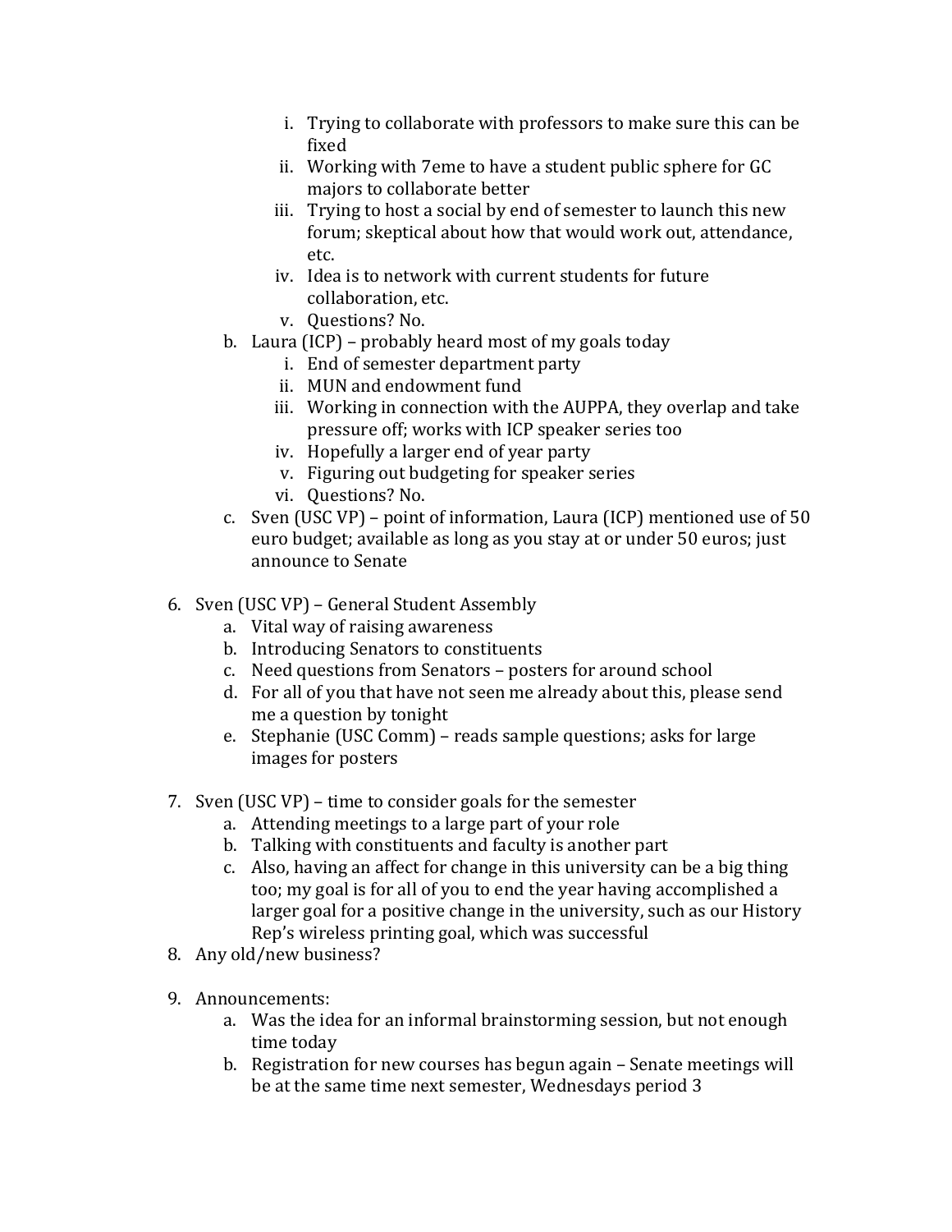i. Trying to collaborate with professors to make sure this can be fixed
        ii. Working with 7eme to have a student public sphere for GC majors to collaborate better
        iii. Trying to host a social by end of semester to launch this new forum; skeptical about how that would work out, attendance, etc.
        iv. Idea is to network with current students for future collaboration, etc.
        v. Questions? No.
    b. Laura (ICP) – probably heard most of my goals today
        i. End of semester department party
        ii. MUN and endowment fund
        iii. Working in connection with the AUPPA, they overlap and take pressure off; works with ICP speaker series too
        iv. Hopefully a larger end of year party
        v. Figuring out budgeting for speaker series
        vi. Questions? No.
    c. Sven (USC VP) – point of information, Laura (ICP) mentioned use of 50 euro budget; available as long as you stay at or under 50 euros; just announce to Senate

6. Sven (USC VP) – General Student Assembly
    a. Vital way of raising awareness
    b. Introducing Senators to constituents
    c. Need questions from Senators – posters for around school
    d. For all of you that have not seen me already about this, please send me a question by tonight
    e. Stephanie (USC Comm) – reads sample questions; asks for large images for posters

7. Sven (USC VP) – time to consider goals for the semester
    a. Attending meetings to a large part of your role
    b. Talking with constituents and faculty is another part
    c. Also, having an affect for change in this university can be a big thing too; my goal is for all of you to end the year having accomplished a larger goal for a positive change in the university, such as our History Rep's wireless printing goal, which was successful
8. Any old/new business?

9. Announcements:
    a. Was the idea for an informal brainstorming session, but not enough time today
    b. Registration for new courses has begun again – Senate meetings will be at the same time next semester, Wednesdays period 3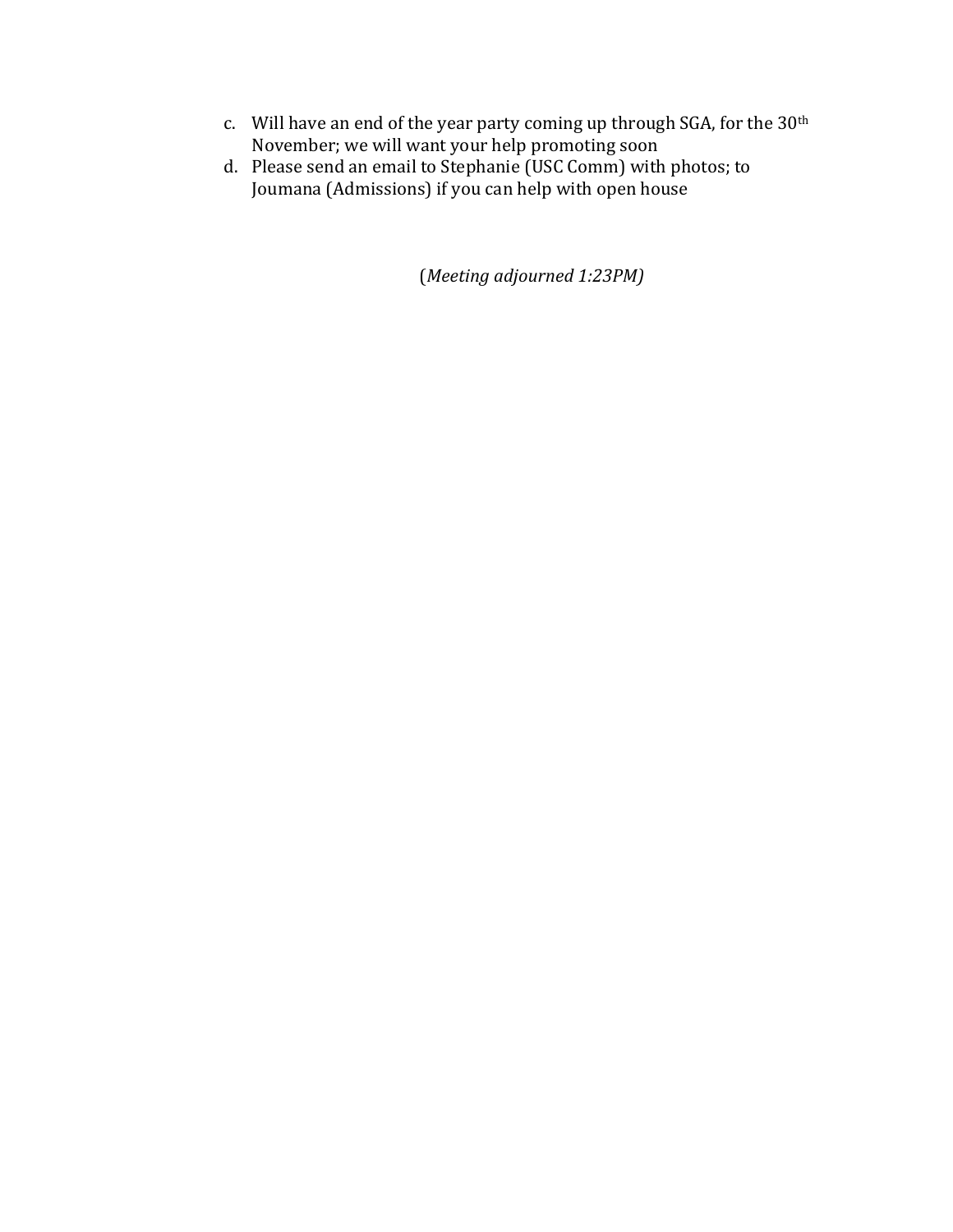c. Will have an end of the year party coming up through SGA, for the 30th November; we will want your help promoting soon
d. Please send an email to Stephanie (USC Comm) with photos; to Joumana (Admissions) if you can help with open house

(*Meeting adjourned 1:23PM)*